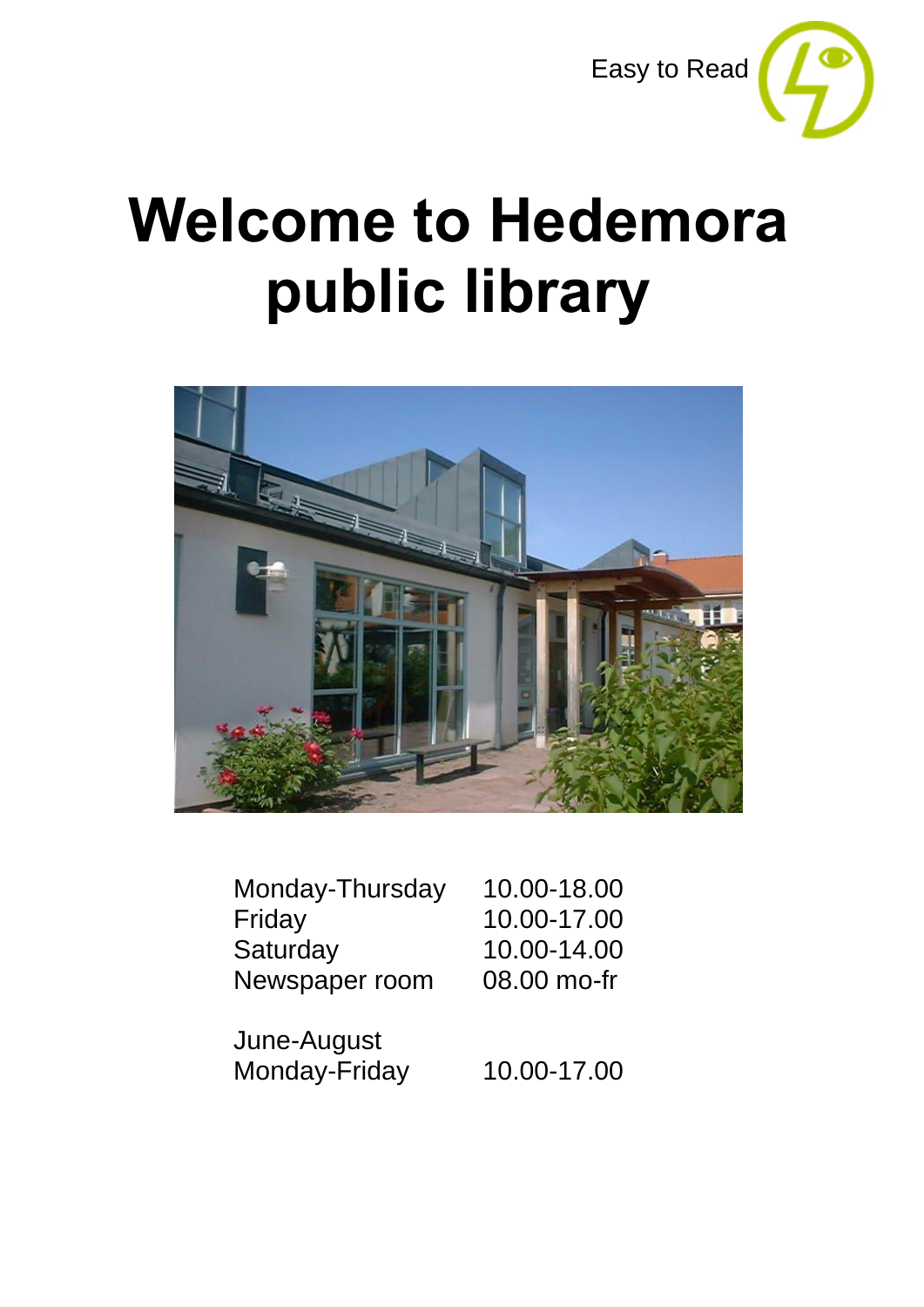Easy to Read

# Welcome to Hedemora public library

| | |
|---|---|
| Monday-Thursday | 10.00-18.00 |
| Friday | 10.00-17.00 |
| Saturday | 10.00-14.00 |
| Newspaper room | 08.00 mo-fr |

| | |
|---|---|
| June-August | |
| Monday-Friday | 10.00-17.00 |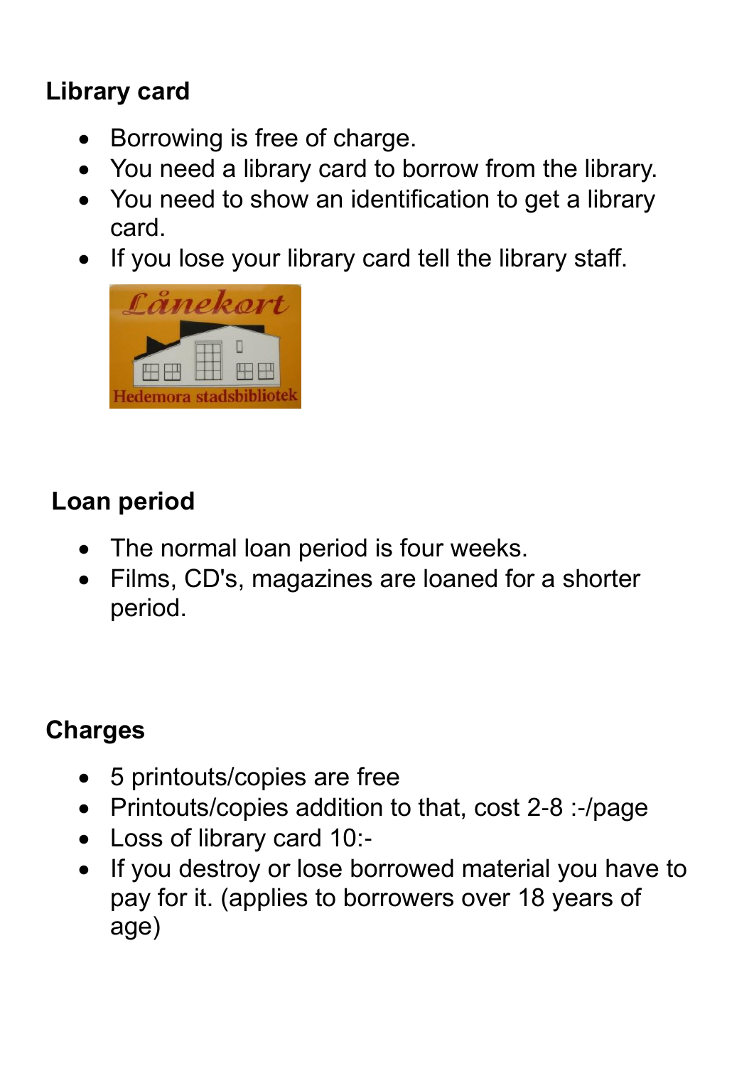## Library card

- Borrowing is free of charge.
- You need a library card to borrow from the library.
- You need to show an identification to get a library card.
- If you lose your library card tell the library staff.

## Loan period

- The normal loan period is four weeks.
- Films, CD's, magazines are loaned for a shorter period.

## Charges

- 5 printouts/copies are free
- Printouts/copies addition to that, cost 2-8 :-/page
- Loss of library card 10:-
- If you destroy or lose borrowed material you have to pay for it. (applies to borrowers over 18 years of age)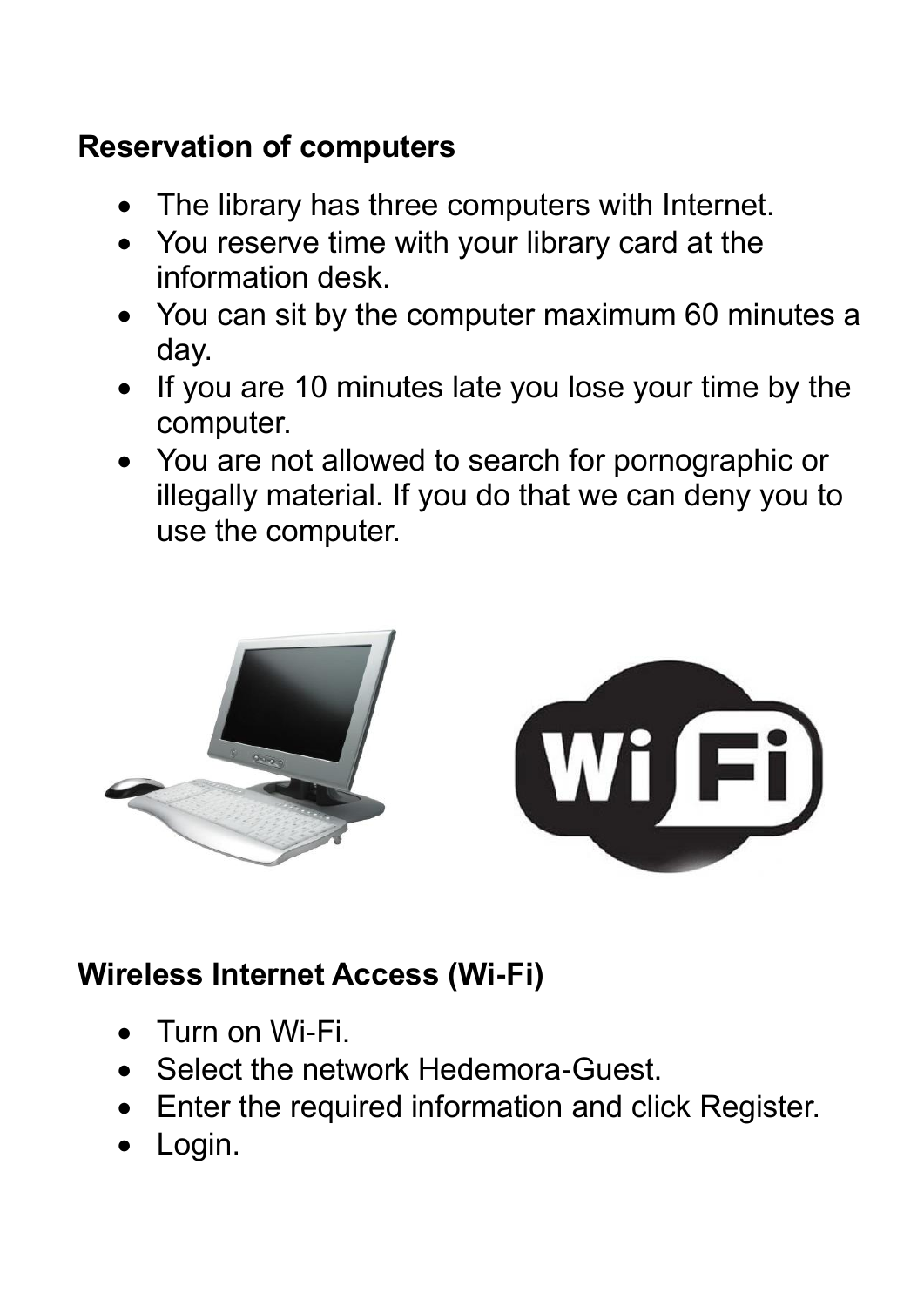## Reservation of computers

- The library has three computers with Internet.
- You reserve time with your library card at the information desk.
- You can sit by the computer maximum 60 minutes a day.
- If you are 10 minutes late you lose your time by the computer.
- You are not allowed to search for pornographic or illegally material. If you do that we can deny you to use the computer.

## Wireless Internet Access (Wi-Fi)

- Turn on Wi-Fi.
- Select the network Hedemora-Guest.
- Enter the required information and click Register.
- Login.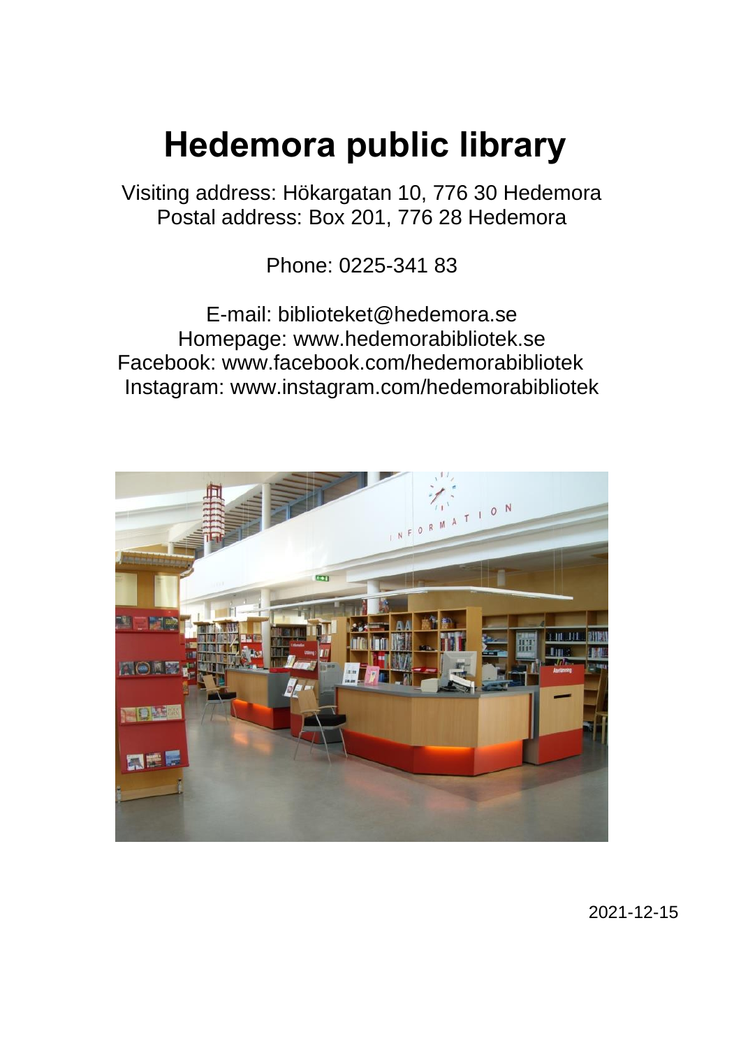# Hedemora public library

Visiting address: Hökargatan 10, 776 30 Hedemora
Postal address: Box 201, 776 28 Hedemora

Phone: 0225-341 83

E-mail: biblioteket@hedemora.se
Homepage: www.hedemorabibliotek.se
Facebook: www.facebook.com/hedemorabibliotek
Instagram: www.instagram.com/hedemorabibliotek

2021-12-15